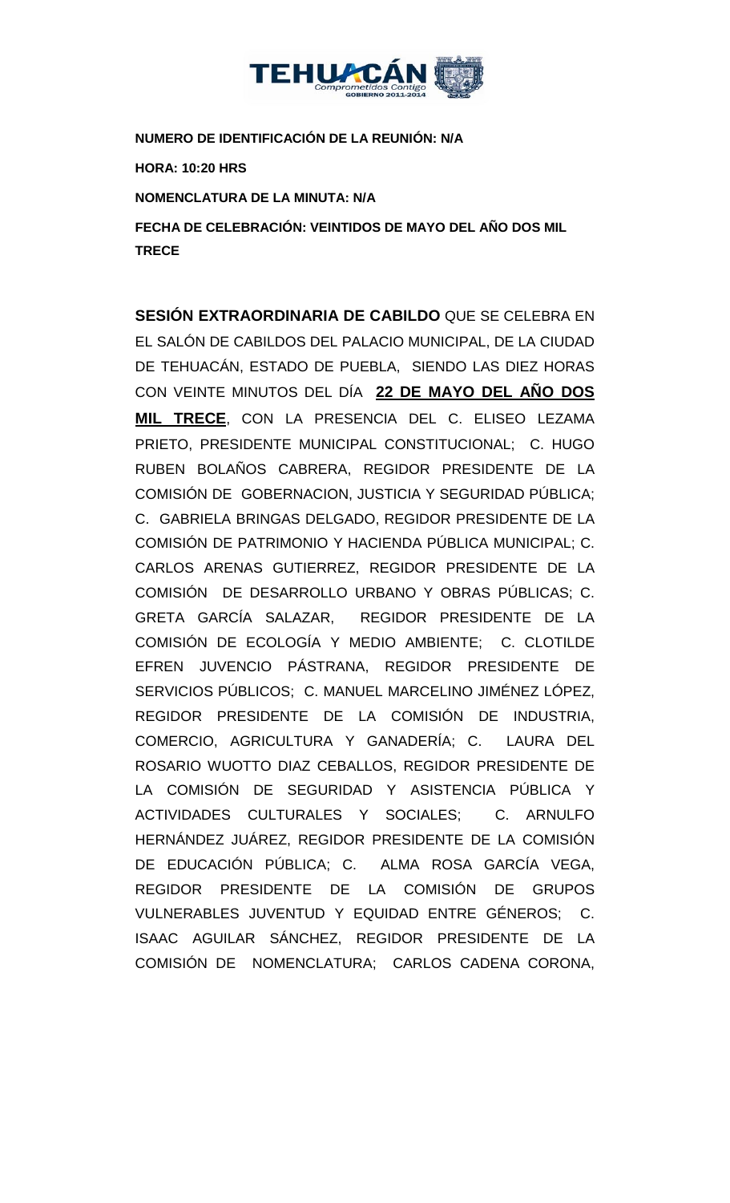**NUMERO DE IDENTIFICACIÓN DE LA REUNIÓN: N/A**

**HORA: 10:20 HRS**

**NOMENCLATURA DE LA MINUTA: N/A**

**FECHA DE CELEBRACIÓN: VEINTIDOS DE MAYO DEL AÑO DOS MIL TRECE**

**SESIÓN EXTRAORDINARIA DE CABILDO** QUE SE CELEBRA EN EL SALÓN DE CABILDOS DEL PALACIO MUNICIPAL, DE LA CIUDAD DE TEHUACÁN, ESTADO DE PUEBLA, SIENDO LAS DIEZ HORAS CON VEINTE MINUTOS DEL DÍA **22 DE MAYO DEL AÑO DOS MIL TRECE**, CON LA PRESENCIA DEL C. ELISEO LEZAMA PRIETO, PRESIDENTE MUNICIPAL CONSTITUCIONAL; C. HUGO RUBEN BOLAÑOS CABRERA, REGIDOR PRESIDENTE DE LA COMISIÓN DE GOBERNACION, JUSTICIA Y SEGURIDAD PÚBLICA; C. GABRIELA BRINGAS DELGADO, REGIDOR PRESIDENTE DE LA COMISIÓN DE PATRIMONIO Y HACIENDA PÚBLICA MUNICIPAL; C. CARLOS ARENAS GUTIERREZ, REGIDOR PRESIDENTE DE LA COMISIÓN DE DESARROLLO URBANO Y OBRAS PÚBLICAS; C. GRETA GARCÍA SALAZAR, REGIDOR PRESIDENTE DE LA COMISIÓN DE ECOLOGÍA Y MEDIO AMBIENTE; C. CLOTILDE EFREN JUVENCIO PÁSTRANA, REGIDOR PRESIDENTE DE SERVICIOS PÚBLICOS; C. MANUEL MARCELINO JIMÉNEZ LÓPEZ, REGIDOR PRESIDENTE DE LA COMISIÓN DE INDUSTRIA, COMERCIO, AGRICULTURA Y GANADERÍA; C. LAURA DEL ROSARIO WUOTTO DIAZ CEBALLOS, REGIDOR PRESIDENTE DE LA COMISIÓN DE SEGURIDAD Y ASISTENCIA PÚBLICA Y ACTIVIDADES CULTURALES Y SOCIALES; C. ARNULFO HERNÁNDEZ JUÁREZ, REGIDOR PRESIDENTE DE LA COMISIÓN DE EDUCACIÓN PÚBLICA; C. ALMA ROSA GARCÍA VEGA, REGIDOR PRESIDENTE DE LA COMISIÓN DE GRUPOS VULNERABLES JUVENTUD Y EQUIDAD ENTRE GÉNEROS; C. ISAAC AGUILAR SÁNCHEZ, REGIDOR PRESIDENTE DE LA COMISIÓN DE NOMENCLATURA; CARLOS CADENA CORONA,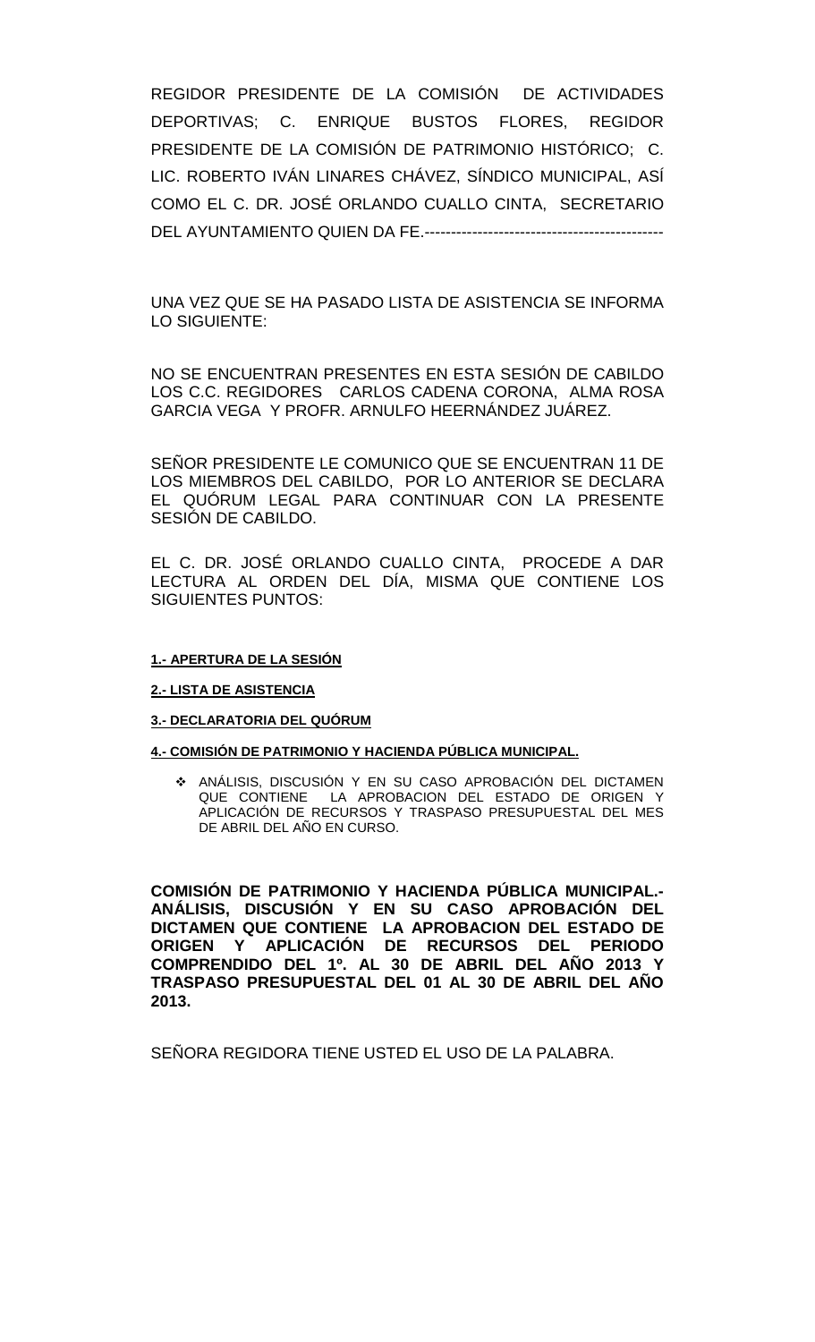REGIDOR PRESIDENTE DE LA COMISIÓN DE ACTIVIDADES DEPORTIVAS; C. ENRIQUE BUSTOS FLORES, REGIDOR PRESIDENTE DE LA COMISIÓN DE PATRIMONIO HISTÓRICO; C. LIC. ROBERTO IVÁN LINARES CHÁVEZ, SÍNDICO MUNICIPAL, ASÍ COMO EL C. DR. JOSÉ ORLANDO CUALLO CINTA, SECRETARIO DEL AYUNTAMIENTO QUIEN DA FE.----------------------------------------------

UNA VEZ QUE SE HA PASADO LISTA DE ASISTENCIA SE INFORMA LO SIGUIENTE:

NO SE ENCUENTRAN PRESENTES EN ESTA SESIÓN DE CABILDO LOS C.C. REGIDORES CARLOS CADENA CORONA, ALMA ROSA GARCIA VEGA Y PROFR. ARNULFO HEERNÁNDEZ JUÁREZ.

SEÑOR PRESIDENTE LE COMUNICO QUE SE ENCUENTRAN 11 DE LOS MIEMBROS DEL CABILDO, POR LO ANTERIOR SE DECLARA EL QUÓRUM LEGAL PARA CONTINUAR CON LA PRESENTE SESIÓN DE CABILDO.

EL C. DR. JOSÉ ORLANDO CUALLO CINTA, PROCEDE A DAR LECTURA AL ORDEN DEL DÍA, MISMA QUE CONTIENE LOS SIGUIENTES PUNTOS:

**1.- APERTURA DE LA SESIÓN**

**2.- LISTA DE ASISTENCIA**

**3.- DECLARATORIA DEL QUÓRUM**

**4.- COMISIÓN DE PATRIMONIO Y HACIENDA PÚBLICA MUNICIPAL.**

- ANÁLISIS, DISCUSIÓN Y EN SU CASO APROBACIÓN DEL DICTAMEN QUE CONTIENE LA APROBACION DEL ESTADO DE ORIGEN Y APLICACIÓN DE RECURSOS Y TRASPASO PRESUPUESTAL DEL MES DE ABRIL DEL AÑO EN CURSO.

**COMISIÓN DE PATRIMONIO Y HACIENDA PÚBLICA MUNICIPAL.- ANÁLISIS, DISCUSIÓN Y EN SU CASO APROBACIÓN DEL DICTAMEN QUE CONTIENE LA APROBACION DEL ESTADO DE ORIGEN Y APLICACIÓN DE RECURSOS DEL PERIODO COMPRENDIDO DEL 1º. AL 30 DE ABRIL DEL AÑO 2013 Y TRASPASO PRESUPUESTAL DEL 01 AL 30 DE ABRIL DEL AÑO 2013.**

SEÑORA REGIDORA TIENE USTED EL USO DE LA PALABRA.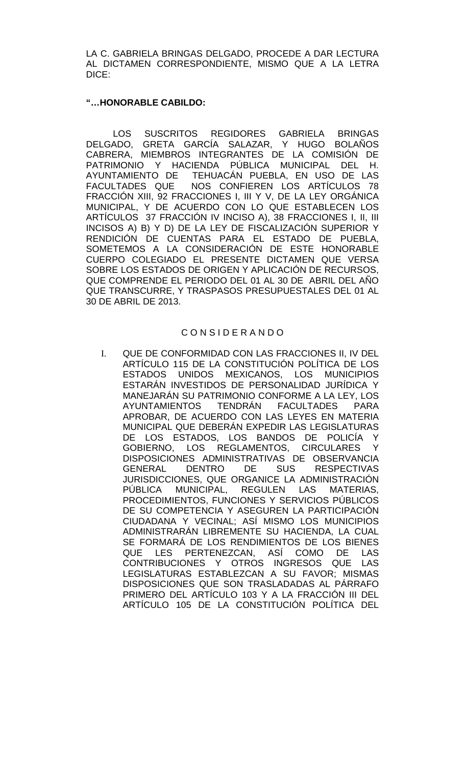LA C. GABRIELA BRINGAS DELGADO, PROCEDE A DAR LECTURA AL DICTAMEN CORRESPONDIENTE, MISMO QUE A LA LETRA DICE:

**"…HONORABLE CABILDO:**

LOS SUSCRITOS REGIDORES GABRIELA BRINGAS DELGADO, GRETA GARCÍA SALAZAR, Y HUGO BOLAÑOS CABRERA, MIEMBROS INTEGRANTES DE LA COMISIÓN DE PATRIMONIO Y HACIENDA PÚBLICA MUNICIPAL DEL H. AYUNTAMIENTO DE TEHUACÁN PUEBLA, EN USO DE LAS FACULTADES QUE NOS CONFIEREN LOS ARTÍCULOS 78 FRACCIÓN XIII, 92 FRACCIONES I, III Y V, DE LA LEY ORGÁNICA MUNICIPAL, Y DE ACUERDO CON LO QUE ESTABLECEN LOS ARTÍCULOS 37 FRACCIÓN IV INCISO A), 38 FRACCIONES I, II, III INCISOS A) B) Y D) DE LA LEY DE FISCALIZACIÓN SUPERIOR Y RENDICIÓN DE CUENTAS PARA EL ESTADO DE PUEBLA, SOMETEMOS A LA CONSIDERACIÓN DE ESTE HONORABLE CUERPO COLEGIADO EL PRESENTE DICTAMEN QUE VERSA SOBRE LOS ESTADOS DE ORIGEN Y APLICACIÓN DE RECURSOS, QUE COMPRENDE EL PERIODO DEL 01 AL 30 DE ABRIL DEL AÑO QUE TRANSCURRE, Y TRASPASOS PRESUPUESTALES DEL 01 AL 30 DE ABRIL DE 2013.

C O N S I D E R A N D O

I. QUE DE CONFORMIDAD CON LAS FRACCIONES II, IV DEL ARTÍCULO 115 DE LA CONSTITUCIÓN POLÍTICA DE LOS ESTADOS UNIDOS MEXICANOS, LOS MUNICIPIOS ESTARÁN INVESTIDOS DE PERSONALIDAD JURÍDICA Y MANEJARÁN SU PATRIMONIO CONFORME A LA LEY, LOS AYUNTAMIENTOS TENDRÁN FACULTADES PARA APROBAR, DE ACUERDO CON LAS LEYES EN MATERIA MUNICIPAL QUE DEBERÁN EXPEDIR LAS LEGISLATURAS DE LOS ESTADOS, LOS BANDOS DE POLICÍA Y GOBIERNO, LOS REGLAMENTOS, CIRCULARES Y DISPOSICIONES ADMINISTRATIVAS DE OBSERVANCIA GENERAL DENTRO DE SUS RESPECTIVAS JURISDICCIONES, QUE ORGANICE LA ADMINISTRACIÓN PÚBLICA MUNICIPAL, REGULEN LAS MATERIAS, PROCEDIMIENTOS, FUNCIONES Y SERVICIOS PÚBLICOS DE SU COMPETENCIA Y ASEGUREN LA PARTICIPACIÓN CIUDADANA Y VECINAL; ASÍ MISMO LOS MUNICIPIOS ADMINISTRARÁN LIBREMENTE SU HACIENDA, LA CUAL SE FORMARÁ DE LOS RENDIMIENTOS DE LOS BIENES QUE LES PERTENEZCAN, ASÍ COMO DE LAS CONTRIBUCIONES Y OTROS INGRESOS QUE LAS LEGISLATURAS ESTABLEZCAN A SU FAVOR; MISMAS DISPOSICIONES QUE SON TRASLADADAS AL PÁRRAFO PRIMERO DEL ARTÍCULO 103 Y A LA FRACCIÓN III DEL ARTÍCULO 105 DE LA CONSTITUCIÓN POLÍTICA DEL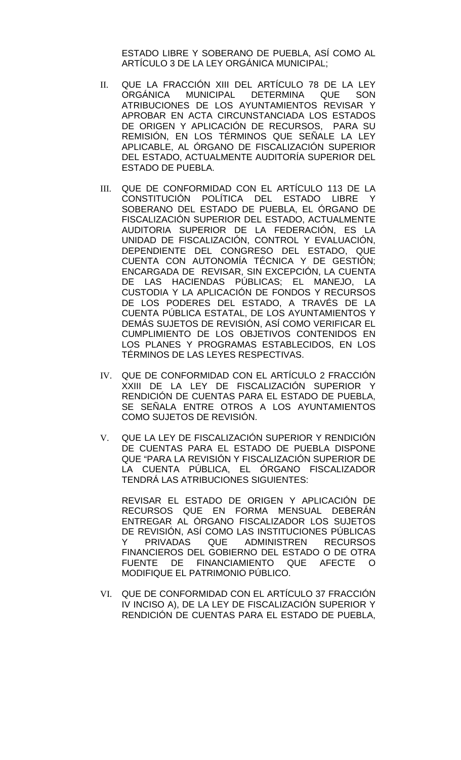ESTADO LIBRE Y SOBERANO DE PUEBLA, ASÍ COMO AL ARTÍCULO 3 DE LA LEY ORGÁNICA MUNICIPAL;

II. QUE LA FRACCIÓN XIII DEL ARTÍCULO 78 DE LA LEY ORGÁNICA MUNICIPAL DETERMINA QUE SON ATRIBUCIONES DE LOS AYUNTAMIENTOS REVISAR Y APROBAR EN ACTA CIRCUNSTANCIADA LOS ESTADOS DE ORIGEN Y APLICACIÓN DE RECURSOS, PARA SU REMISIÓN, EN LOS TÉRMINOS QUE SEÑALE LA LEY APLICABLE, AL ÓRGANO DE FISCALIZACIÓN SUPERIOR DEL ESTADO, ACTUALMENTE AUDITORÍA SUPERIOR DEL ESTADO DE PUEBLA.

III. QUE DE CONFORMIDAD CON EL ARTÍCULO 113 DE LA CONSTITUCIÓN POLÍTICA DEL ESTADO LIBRE Y SOBERANO DEL ESTADO DE PUEBLA, EL ÓRGANO DE FISCALIZACIÓN SUPERIOR DEL ESTADO, ACTUALMENTE AUDITORIA SUPERIOR DE LA FEDERACIÓN, ES LA UNIDAD DE FISCALIZACIÓN, CONTROL Y EVALUACIÓN, DEPENDIENTE DEL CONGRESO DEL ESTADO, QUE CUENTA CON AUTONOMÍA TÉCNICA Y DE GESTIÓN; ENCARGADA DE REVISAR, SIN EXCEPCIÓN, LA CUENTA DE LAS HACIENDAS PÚBLICAS; EL MANEJO, LA CUSTODIA Y LA APLICACIÓN DE FONDOS Y RECURSOS DE LOS PODERES DEL ESTADO, A TRAVÉS DE LA CUENTA PÚBLICA ESTATAL, DE LOS AYUNTAMIENTOS Y DEMÁS SUJETOS DE REVISIÓN, ASÍ COMO VERIFICAR EL CUMPLIMIENTO DE LOS OBJETIVOS CONTENIDOS EN LOS PLANES Y PROGRAMAS ESTABLECIDOS, EN LOS TÉRMINOS DE LAS LEYES RESPECTIVAS.

IV. QUE DE CONFORMIDAD CON EL ARTÍCULO 2 FRACCIÓN XXIII DE LA LEY DE FISCALIZACIÓN SUPERIOR Y RENDICIÓN DE CUENTAS PARA EL ESTADO DE PUEBLA, SE SEÑALA ENTRE OTROS A LOS AYUNTAMIENTOS COMO SUJETOS DE REVISIÓN.

V. QUE LA LEY DE FISCALIZACIÓN SUPERIOR Y RENDICIÓN DE CUENTAS PARA EL ESTADO DE PUEBLA DISPONE QUE "PARA LA REVISIÓN Y FISCALIZACIÓN SUPERIOR DE LA CUENTA PÚBLICA, EL ÓRGANO FISCALIZADOR TENDRÁ LAS ATRIBUCIONES SIGUIENTES:

   REVISAR EL ESTADO DE ORIGEN Y APLICACIÓN DE RECURSOS QUE EN FORMA MENSUAL DEBERÁN ENTREGAR AL ÓRGANO FISCALIZADOR LOS SUJETOS DE REVISIÓN, ASÍ COMO LAS INSTITUCIONES PÚBLICAS Y PRIVADAS QUE ADMINISTREN RECURSOS FINANCIEROS DEL GOBIERNO DEL ESTADO O DE OTRA FUENTE DE FINANCIAMIENTO QUE AFECTE O MODIFIQUE EL PATRIMONIO PÚBLICO.

VI. QUE DE CONFORMIDAD CON EL ARTÍCULO 37 FRACCIÓN IV INCISO A), DE LA LEY DE FISCALIZACIÓN SUPERIOR Y RENDICIÓN DE CUENTAS PARA EL ESTADO DE PUEBLA,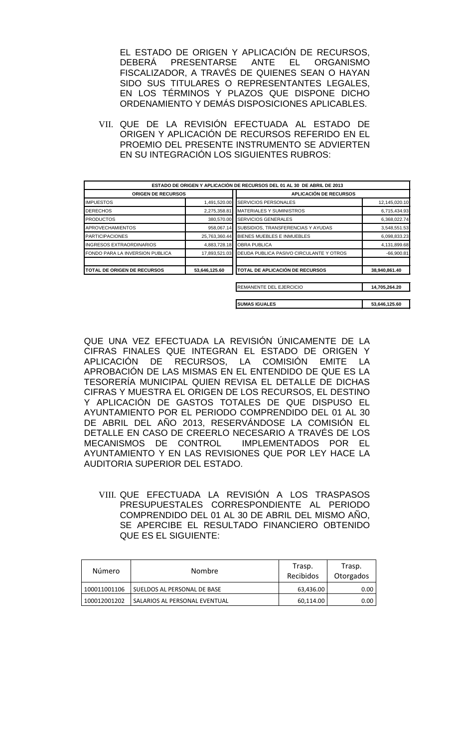EL ESTADO DE ORIGEN Y APLICACIÓN DE RECURSOS, DEBERÁ PRESENTARSE ANTE EL ORGANISMO FISCALIZADOR, A TRAVÉS DE QUIENES SEAN O HAYAN SIDO SUS TITULARES O REPRESENTANTES LEGALES, EN LOS TÉRMINOS Y PLAZOS QUE DISPONE DICHO ORDENAMIENTO Y DEMÁS DISPOSICIONES APLICABLES.

VII. QUE DE LA REVISIÓN EFECTUADA AL ESTADO DE ORIGEN Y APLICACIÓN DE RECURSOS REFERIDO EN EL PROEMIO DEL PRESENTE INSTRUMENTO SE ADVIERTEN EN SU INTEGRACIÓN LOS SIGUIENTES RUBROS:

| ESTADO DE ORIGEN Y APLICACIÓN DE RECURSOS DEL 01 AL 30 DE ABRIL DE 2013 | | | |
|---|---|---|---|
| **ORIGEN DE RECURSOS** | | **APLICACIÓN DE RECURSOS** | |
| IMPUESTOS | 1,491,520.00 | SERVICIOS PERSONALES | 12,145,020.10 |
| DERECHOS | 2,275,358.81 | MATERIALES Y SUMINISTROS | 6,715,434.93 |
| PRODUCTOS | 380,570.00 | SERVICIOS GENERALES | 6,368,022.74 |
| APROVECHAMIENTOS | 958,067.14 | SUBSIDIOS, TRANSFERENCIAS Y AYUDAS | 3,548,551.53 |
| PARTICIPACIONES | 25,763,360.44 | BIENES MUEBLES E INMUEBLES | 6,098,833.23 |
| INGRESOS EXTRAORDINARIOS | 4,883,728.18 | OBRA PUBLICA | 4,131,899.68 |
| FONDO PARA LA INVERSION PUBLICA | 17,893,521.03 | DEUDA PUBLICA PASIVO CIRCULANTE Y OTROS | -66,900.81 |
| **TOTAL DE ORIGEN DE RECURSOS** | **53,646,125.60** | **TOTAL DE APLICACIÓN DE RECURSOS** | **38,940,861.40** |
| | | REMANENTE DEL EJERCICIO | **14,705,264.20** |
| | | **SUMAS IGUALES** | **53,646,125.60** |

QUE UNA VEZ EFECTUADA LA REVISIÓN ÚNICAMENTE DE LA CIFRAS FINALES QUE INTEGRAN EL ESTADO DE ORIGEN Y APLICACIÓN DE RECURSOS, LA COMISIÓN EMITE LA APROBACIÓN DE LAS MISMAS EN EL ENTENDIDO DE QUE ES LA TESORERÍA MUNICIPAL QUIEN REVISA EL DETALLE DE DICHAS CIFRAS Y MUESTRA EL ORIGEN DE LOS RECURSOS, EL DESTINO Y APLICACIÓN DE GASTOS TOTALES DE QUE DISPUSO EL AYUNTAMIENTO POR EL PERIODO COMPRENDIDO DEL 01 AL 30 DE ABRIL DEL AÑO 2013, RESERVÁNDOSE LA COMISIÓN EL DETALLE EN CASO DE CREERLO NECESARIO A TRAVÉS DE LOS MECANISMOS DE CONTROL IMPLEMENTADOS POR EL AYUNTAMIENTO Y EN LAS REVISIONES QUE POR LEY HACE LA AUDITORIA SUPERIOR DEL ESTADO.

VIII. QUE EFECTUADA LA REVISIÓN A LOS TRASPASOS PRESUPUESTALES CORRESPONDIENTE AL PERIODO COMPRENDIDO DEL 01 AL 30 DE ABRIL DEL MISMO AÑO, SE APERCIBE EL RESULTADO FINANCIERO OBTENIDO QUE ES EL SIGUIENTE:

| Número | Nombre | Trasp. Recibidos | Trasp. Otorgados |
|---|---|---|---|
| 100011001106 | SUELDOS AL PERSONAL DE BASE | 63,436.00 | 0.00 |
| 100012001202 | SALARIOS AL PERSONAL EVENTUAL | 60,114.00 | 0.00 |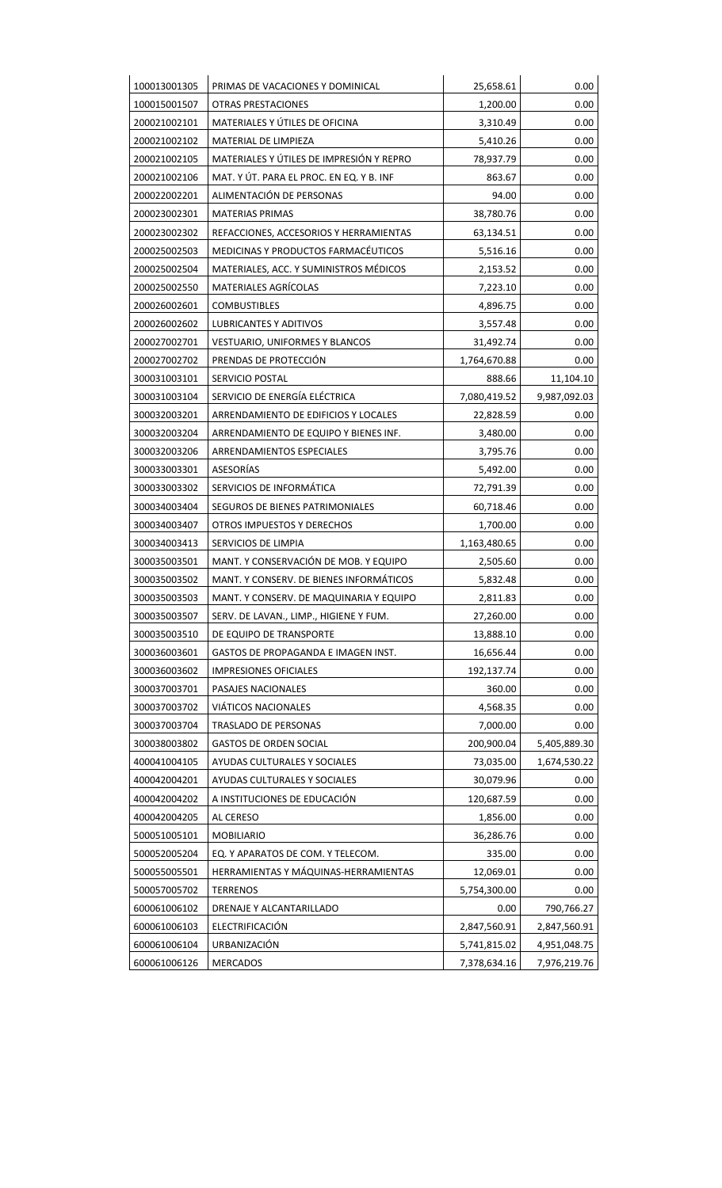| 100013001305 | PRIMAS DE VACACIONES Y DOMINICAL | 25,658.61 | 0.00 |
|---|---|---|---|
| 100015001507 | OTRAS PRESTACIONES | 1,200.00 | 0.00 |
| 200021002101 | MATERIALES Y ÚTILES DE OFICINA | 3,310.49 | 0.00 |
| 200021002102 | MATERIAL DE LIMPIEZA | 5,410.26 | 0.00 |
| 200021002105 | MATERIALES Y ÚTILES DE IMPRESIÓN Y REPRO | 78,937.79 | 0.00 |
| 200021002106 | MAT. Y ÚT. PARA EL PROC. EN EQ. Y B. INF | 863.67 | 0.00 |
| 200022002201 | ALIMENTACIÓN DE PERSONAS | 94.00 | 0.00 |
| 200023002301 | MATERIAS PRIMAS | 38,780.76 | 0.00 |
| 200023002302 | REFACCIONES, ACCESORIOS Y HERRAMIENTAS | 63,134.51 | 0.00 |
| 200025002503 | MEDICINAS Y PRODUCTOS FARMACÉUTICOS | 5,516.16 | 0.00 |
| 200025002504 | MATERIALES, ACC. Y SUMINISTROS MÉDICOS | 2,153.52 | 0.00 |
| 200025002550 | MATERIALES AGRÍCOLAS | 7,223.10 | 0.00 |
| 200026002601 | COMBUSTIBLES | 4,896.75 | 0.00 |
| 200026002602 | LUBRICANTES Y ADITIVOS | 3,557.48 | 0.00 |
| 200027002701 | VESTUARIO, UNIFORMES Y BLANCOS | 31,492.74 | 0.00 |
| 200027002702 | PRENDAS DE PROTECCIÓN | 1,764,670.88 | 0.00 |
| 300031003101 | SERVICIO POSTAL | 888.66 | 11,104.10 |
| 300031003104 | SERVICIO DE ENERGÍA ELÉCTRICA | 7,080,419.52 | 9,987,092.03 |
| 300032003201 | ARRENDAMIENTO DE EDIFICIOS Y LOCALES | 22,828.59 | 0.00 |
| 300032003204 | ARRENDAMIENTO DE EQUIPO Y BIENES INF. | 3,480.00 | 0.00 |
| 300032003206 | ARRENDAMIENTOS ESPECIALES | 3,795.76 | 0.00 |
| 300033003301 | ASESORÍAS | 5,492.00 | 0.00 |
| 300033003302 | SERVICIOS DE INFORMÁTICA | 72,791.39 | 0.00 |
| 300034003404 | SEGUROS DE BIENES PATRIMONIALES | 60,718.46 | 0.00 |
| 300034003407 | OTROS IMPUESTOS Y DERECHOS | 1,700.00 | 0.00 |
| 300034003413 | SERVICIOS DE LIMPIA | 1,163,480.65 | 0.00 |
| 300035003501 | MANT. Y CONSERVACIÓN DE MOB. Y EQUIPO | 2,505.60 | 0.00 |
| 300035003502 | MANT. Y CONSERV. DE BIENES INFORMÁTICOS | 5,832.48 | 0.00 |
| 300035003503 | MANT. Y CONSERV. DE MAQUINARIA Y EQUIPO | 2,811.83 | 0.00 |
| 300035003507 | SERV. DE LAVAN., LIMP., HIGIENE Y FUM. | 27,260.00 | 0.00 |
| 300035003510 | DE EQUIPO DE TRANSPORTE | 13,888.10 | 0.00 |
| 300036003601 | GASTOS DE PROPAGANDA E IMAGEN INST. | 16,656.44 | 0.00 |
| 300036003602 | IMPRESIONES OFICIALES | 192,137.74 | 0.00 |
| 300037003701 | PASAJES NACIONALES | 360.00 | 0.00 |
| 300037003702 | VIÁTICOS NACIONALES | 4,568.35 | 0.00 |
| 300037003704 | TRASLADO DE PERSONAS | 7,000.00 | 0.00 |
| 300038003802 | GASTOS DE ORDEN SOCIAL | 200,900.04 | 5,405,889.30 |
| 400041004105 | AYUDAS CULTURALES Y SOCIALES | 73,035.00 | 1,674,530.22 |
| 400042004201 | AYUDAS CULTURALES Y SOCIALES | 30,079.96 | 0.00 |
| 400042004202 | A INSTITUCIONES DE EDUCACIÓN | 120,687.59 | 0.00 |
| 400042004205 | AL CERESO | 1,856.00 | 0.00 |
| 500051005101 | MOBILIARIO | 36,286.76 | 0.00 |
| 500052005204 | EQ. Y APARATOS DE COM. Y TELECOM. | 335.00 | 0.00 |
| 500055005501 | HERRAMIENTAS Y MÁQUINAS-HERRAMIENTAS | 12,069.01 | 0.00 |
| 500057005702 | TERRENOS | 5,754,300.00 | 0.00 |
| 600061006102 | DRENAJE Y ALCANTARILLADO | 0.00 | 790,766.27 |
| 600061006103 | ELECTRIFICACIÓN | 2,847,560.91 | 2,847,560.91 |
| 600061006104 | URBANIZACIÓN | 5,741,815.02 | 4,951,048.75 |
| 600061006126 | MERCADOS | 7,378,634.16 | 7,976,219.76 |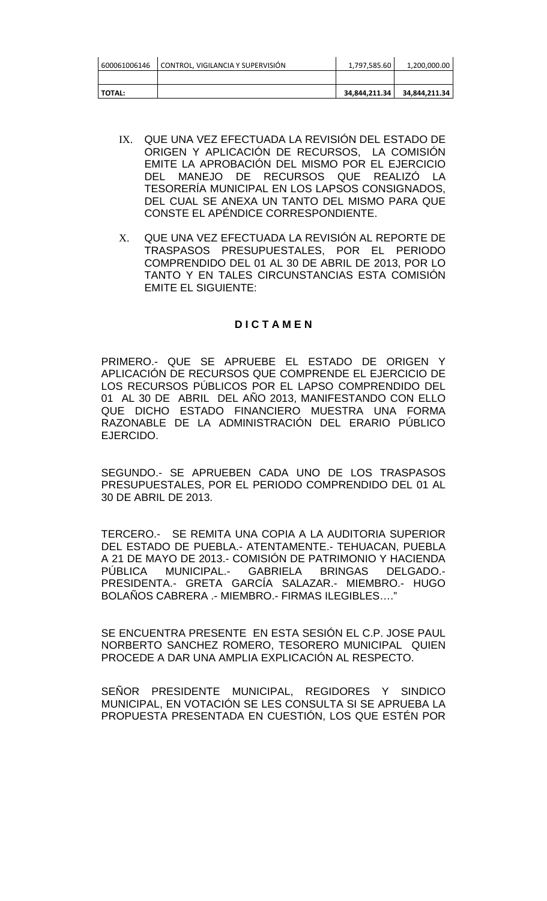| | | | |
|---|---|---|---|
| 600061006146 | CONTROL, VIGILANCIA Y SUPERVISIÓN | 1,797,585.60 | 1,200,000.00 |
| | | | |
| **TOTAL:** | | **34,844,211.34** | **34,844,211.34** |

IX. QUE UNA VEZ EFECTUADA LA REVISIÓN DEL ESTADO DE ORIGEN Y APLICACIÓN DE RECURSOS, LA COMISIÓN EMITE LA APROBACIÓN DEL MISMO POR EL EJERCICIO DEL MANEJO DE RECURSOS QUE REALIZÓ LA TESORERÍA MUNICIPAL EN LOS LAPSOS CONSIGNADOS, DEL CUAL SE ANEXA UN TANTO DEL MISMO PARA QUE CONSTE EL APÉNDICE CORRESPONDIENTE.

X. QUE UNA VEZ EFECTUADA LA REVISIÓN AL REPORTE DE TRASPASOS PRESUPUESTALES, POR EL PERIODO COMPRENDIDO DEL 01 AL 30 DE ABRIL DE 2013, POR LO TANTO Y EN TALES CIRCUNSTANCIAS ESTA COMISIÓN EMITE EL SIGUIENTE:

**D I C T A M E N**

PRIMERO.- QUE SE APRUEBE EL ESTADO DE ORIGEN Y APLICACIÓN DE RECURSOS QUE COMPRENDE EL EJERCICIO DE LOS RECURSOS PÚBLICOS POR EL LAPSO COMPRENDIDO DEL 01 AL 30 DE ABRIL DEL AÑO 2013, MANIFESTANDO CON ELLO QUE DICHO ESTADO FINANCIERO MUESTRA UNA FORMA RAZONABLE DE LA ADMINISTRACIÓN DEL ERARIO PÚBLICO EJERCIDO.

SEGUNDO.- SE APRUEBEN CADA UNO DE LOS TRASPASOS PRESUPUESTALES, POR EL PERIODO COMPRENDIDO DEL 01 AL 30 DE ABRIL DE 2013.

TERCERO.- SE REMITA UNA COPIA A LA AUDITORIA SUPERIOR DEL ESTADO DE PUEBLA.- ATENTAMENTE.- TEHUACAN, PUEBLA A 21 DE MAYO DE 2013.- COMISIÓN DE PATRIMONIO Y HACIENDA PÚBLICA MUNICIPAL.- GABRIELA BRINGAS DELGADO.- PRESIDENTA.- GRETA GARCÍA SALAZAR.- MIEMBRO.- HUGO BOLAÑOS CABRERA .- MIEMBRO.- FIRMAS ILEGIBLES…."

SE ENCUENTRA PRESENTE EN ESTA SESIÓN EL C.P. JOSE PAUL NORBERTO SANCHEZ ROMERO, TESORERO MUNICIPAL QUIEN PROCEDE A DAR UNA AMPLIA EXPLICACIÓN AL RESPECTO.

SEÑOR PRESIDENTE MUNICIPAL, REGIDORES Y SINDICO MUNICIPAL, EN VOTACIÓN SE LES CONSULTA SI SE APRUEBA LA PROPUESTA PRESENTADA EN CUESTIÓN, LOS QUE ESTÉN POR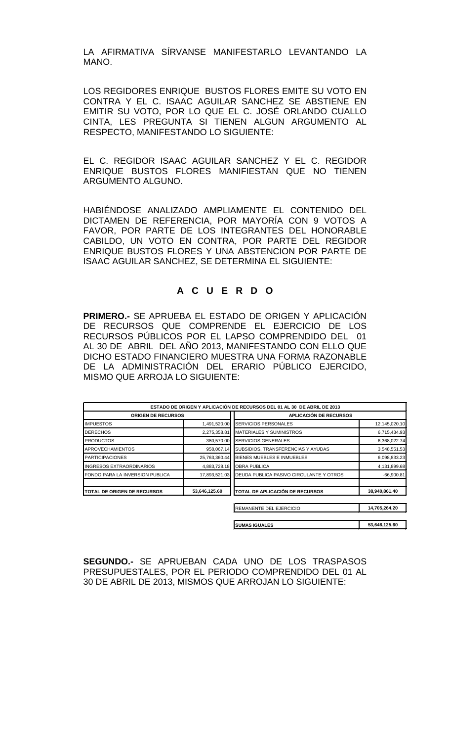LA AFIRMATIVA SÍRVANSE MANIFESTARLO LEVANTANDO LA MANO.

LOS REGIDORES ENRIQUE BUSTOS FLORES EMITE SU VOTO EN CONTRA Y EL C. ISAAC AGUILAR SANCHEZ SE ABSTIENE EN EMITIR SU VOTO, POR LO QUE EL C. JOSÉ ORLANDO CUALLO CINTA, LES PREGUNTA SI TIENEN ALGUN ARGUMENTO AL RESPECTO, MANIFESTANDO LO SIGUIENTE:

EL C. REGIDOR ISAAC AGUILAR SANCHEZ Y EL C. REGIDOR ENRIQUE BUSTOS FLORES MANIFIESTAN QUE NO TIENEN ARGUMENTO ALGUNO.

HABIÉNDOSE ANALIZADO AMPLIAMENTE EL CONTENIDO DEL DICTAMEN DE REFERENCIA, POR MAYORÍA CON 9 VOTOS A FAVOR, POR PARTE DE LOS INTEGRANTES DEL HONORABLE CABILDO, UN VOTO EN CONTRA, POR PARTE DEL REGIDOR ENRIQUE BUSTOS FLORES Y UNA ABSTENCION POR PARTE DE ISAAC AGUILAR SANCHEZ, SE DETERMINA EL SIGUIENTE:

## A C U E R D O

**PRIMERO.-** SE APRUEBA EL ESTADO DE ORIGEN Y APLICACIÓN DE RECURSOS QUE COMPRENDE EL EJERCICIO DE LOS RECURSOS PÚBLICOS POR EL LAPSO COMPRENDIDO DEL 01 AL 30 DE ABRIL DEL AÑO 2013, MANIFESTANDO CON ELLO QUE DICHO ESTADO FINANCIERO MUESTRA UNA FORMA RAZONABLE DE LA ADMINISTRACIÓN DEL ERARIO PÚBLICO EJERCIDO, MISMO QUE ARROJA LO SIGUIENTE:

| ESTADO DE ORIGEN Y APLICACIÓN DE RECURSOS DEL 01 AL 30 DE ABRIL DE 2013 | | | |
|---|---|---|---|
| **ORIGEN DE RECURSOS** | | **APLICACIÓN DE RECURSOS** | |
| IMPUESTOS | 1,491,520.00 | SERVICIOS PERSONALES | 12,145,020.10 |
| DERECHOS | 2,275,358.81 | MATERIALES Y SUMINISTROS | 6,715,434.93 |
| PRODUCTOS | 380,570.00 | SERVICIOS GENERALES | 6,368,022.74 |
| APROVECHAMIENTOS | 958,067.14 | SUBSIDIOS, TRANSFERENCIAS Y AYUDAS | 3,548,551.53 |
| PARTICIPACIONES | 25,763,360.44 | BIENES MUEBLES E INMUEBLES | 6,098,833.23 |
| INGRESOS EXTRAORDINARIOS | 4,883,728.18 | OBRA PUBLICA | 4,131,899.68 |
| FONDO PARA LA INVERSION PUBLICA | 17,893,521.03 | DEUDA PUBLICA PASIVO CIRCULANTE Y OTROS | -66,900.81 |
| **TOTAL DE ORIGEN DE RECURSOS** | **53,646,125.60** | **TOTAL DE APLICACIÓN DE RECURSOS** | **38,940,861.40** |
| | | REMANENTE DEL EJERCICIO | **14,705,264.20** |
| | | **SUMAS IGUALES** | **53,646,125.60** |

**SEGUNDO.-** SE APRUEBAN CADA UNO DE LOS TRASPASOS PRESUPUESTALES, POR EL PERIODO COMPRENDIDO DEL 01 AL 30 DE ABRIL DE 2013, MISMOS QUE ARROJAN LO SIGUIENTE: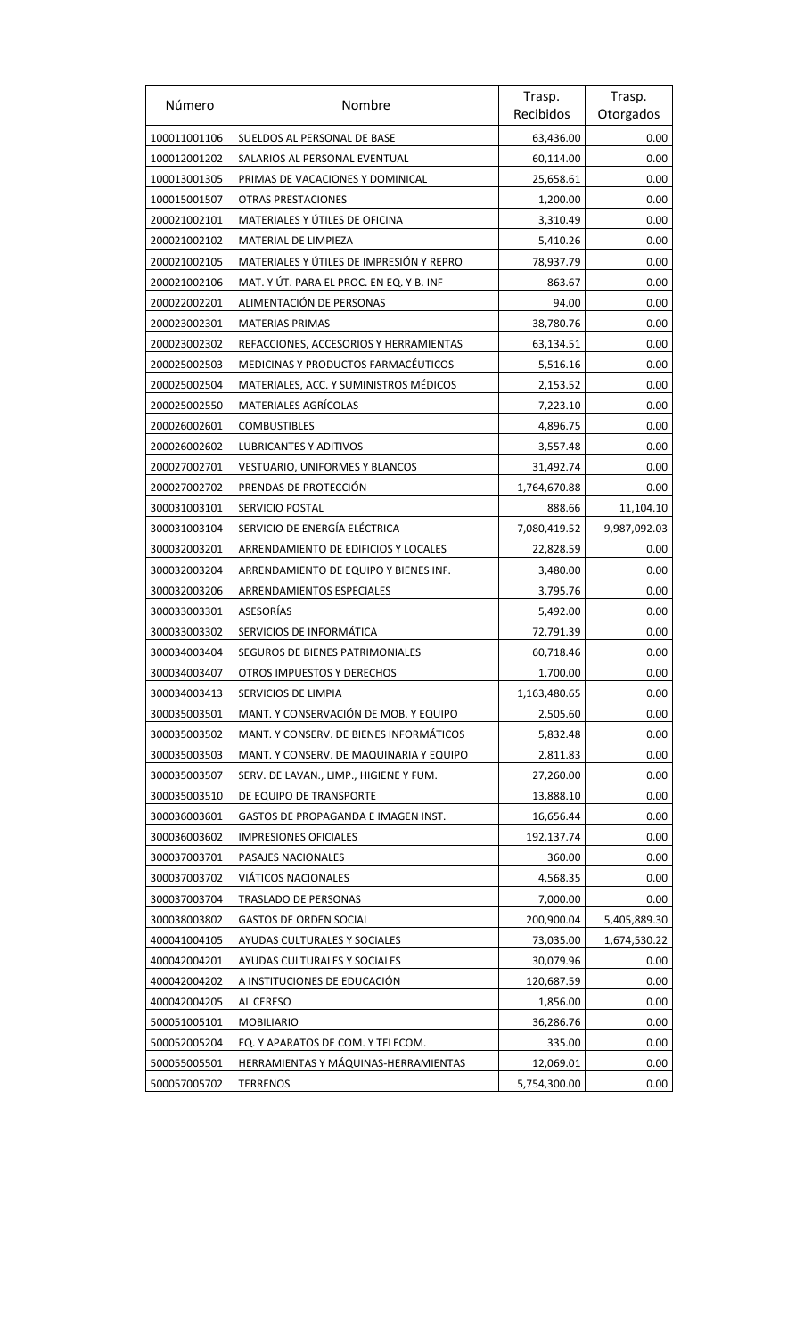| Número | Nombre | Trasp. Recibidos | Trasp. Otorgados |
|---|---|---|---|
| 100011001106 | SUELDOS AL PERSONAL DE BASE | 63,436.00 | 0.00 |
| 100012001202 | SALARIOS AL PERSONAL EVENTUAL | 60,114.00 | 0.00 |
| 100013001305 | PRIMAS DE VACACIONES Y DOMINICAL | 25,658.61 | 0.00 |
| 100015001507 | OTRAS PRESTACIONES | 1,200.00 | 0.00 |
| 200021002101 | MATERIALES Y ÚTILES DE OFICINA | 3,310.49 | 0.00 |
| 200021002102 | MATERIAL DE LIMPIEZA | 5,410.26 | 0.00 |
| 200021002105 | MATERIALES Y ÚTILES DE IMPRESIÓN Y REPRO | 78,937.79 | 0.00 |
| 200021002106 | MAT. Y ÚT. PARA EL PROC. EN EQ. Y B. INF | 863.67 | 0.00 |
| 200022002201 | ALIMENTACIÓN DE PERSONAS | 94.00 | 0.00 |
| 200023002301 | MATERIAS PRIMAS | 38,780.76 | 0.00 |
| 200023002302 | REFACCIONES, ACCESORIOS Y HERRAMIENTAS | 63,134.51 | 0.00 |
| 200025002503 | MEDICINAS Y PRODUCTOS FARMACÉUTICOS | 5,516.16 | 0.00 |
| 200025002504 | MATERIALES, ACC. Y SUMINISTROS MÉDICOS | 2,153.52 | 0.00 |
| 200025002550 | MATERIALES AGRÍCOLAS | 7,223.10 | 0.00 |
| 200026002601 | COMBUSTIBLES | 4,896.75 | 0.00 |
| 200026002602 | LUBRICANTES Y ADITIVOS | 3,557.48 | 0.00 |
| 200027002701 | VESTUARIO, UNIFORMES Y BLANCOS | 31,492.74 | 0.00 |
| 200027002702 | PRENDAS DE PROTECCIÓN | 1,764,670.88 | 0.00 |
| 300031003101 | SERVICIO POSTAL | 888.66 | 11,104.10 |
| 300031003104 | SERVICIO DE ENERGÍA ELÉCTRICA | 7,080,419.52 | 9,987,092.03 |
| 300032003201 | ARRENDAMIENTO DE EDIFICIOS Y LOCALES | 22,828.59 | 0.00 |
| 300032003204 | ARRENDAMIENTO DE EQUIPO Y BIENES INF. | 3,480.00 | 0.00 |
| 300032003206 | ARRENDAMIENTOS ESPECIALES | 3,795.76 | 0.00 |
| 300033003301 | ASESORÍAS | 5,492.00 | 0.00 |
| 300033003302 | SERVICIOS DE INFORMÁTICA | 72,791.39 | 0.00 |
| 300034003404 | SEGUROS DE BIENES PATRIMONIALES | 60,718.46 | 0.00 |
| 300034003407 | OTROS IMPUESTOS Y DERECHOS | 1,700.00 | 0.00 |
| 300034003413 | SERVICIOS DE LIMPIA | 1,163,480.65 | 0.00 |
| 300035003501 | MANT. Y CONSERVACIÓN DE MOB. Y EQUIPO | 2,505.60 | 0.00 |
| 300035003502 | MANT. Y CONSERV. DE BIENES INFORMÁTICOS | 5,832.48 | 0.00 |
| 300035003503 | MANT. Y CONSERV. DE MAQUINARIA Y EQUIPO | 2,811.83 | 0.00 |
| 300035003507 | SERV. DE LAVAN., LIMP., HIGIENE Y FUM. | 27,260.00 | 0.00 |
| 300035003510 | DE EQUIPO DE TRANSPORTE | 13,888.10 | 0.00 |
| 300036003601 | GASTOS DE PROPAGANDA E IMAGEN INST. | 16,656.44 | 0.00 |
| 300036003602 | IMPRESIONES OFICIALES | 192,137.74 | 0.00 |
| 300037003701 | PASAJES NACIONALES | 360.00 | 0.00 |
| 300037003702 | VIÁTICOS NACIONALES | 4,568.35 | 0.00 |
| 300037003704 | TRASLADO DE PERSONAS | 7,000.00 | 0.00 |
| 300038003802 | GASTOS DE ORDEN SOCIAL | 200,900.04 | 5,405,889.30 |
| 400041004105 | AYUDAS CULTURALES Y SOCIALES | 73,035.00 | 1,674,530.22 |
| 400042004201 | AYUDAS CULTURALES Y SOCIALES | 30,079.96 | 0.00 |
| 400042004202 | A INSTITUCIONES DE EDUCACIÓN | 120,687.59 | 0.00 |
| 400042004205 | AL CERESO | 1,856.00 | 0.00 |
| 500051005101 | MOBILIARIO | 36,286.76 | 0.00 |
| 500052005204 | EQ. Y APARATOS DE COM. Y TELECOM. | 335.00 | 0.00 |
| 500055005501 | HERRAMIENTAS Y MÁQUINAS-HERRAMIENTAS | 12,069.01 | 0.00 |
| 500057005702 | TERRENOS | 5,754,300.00 | 0.00 |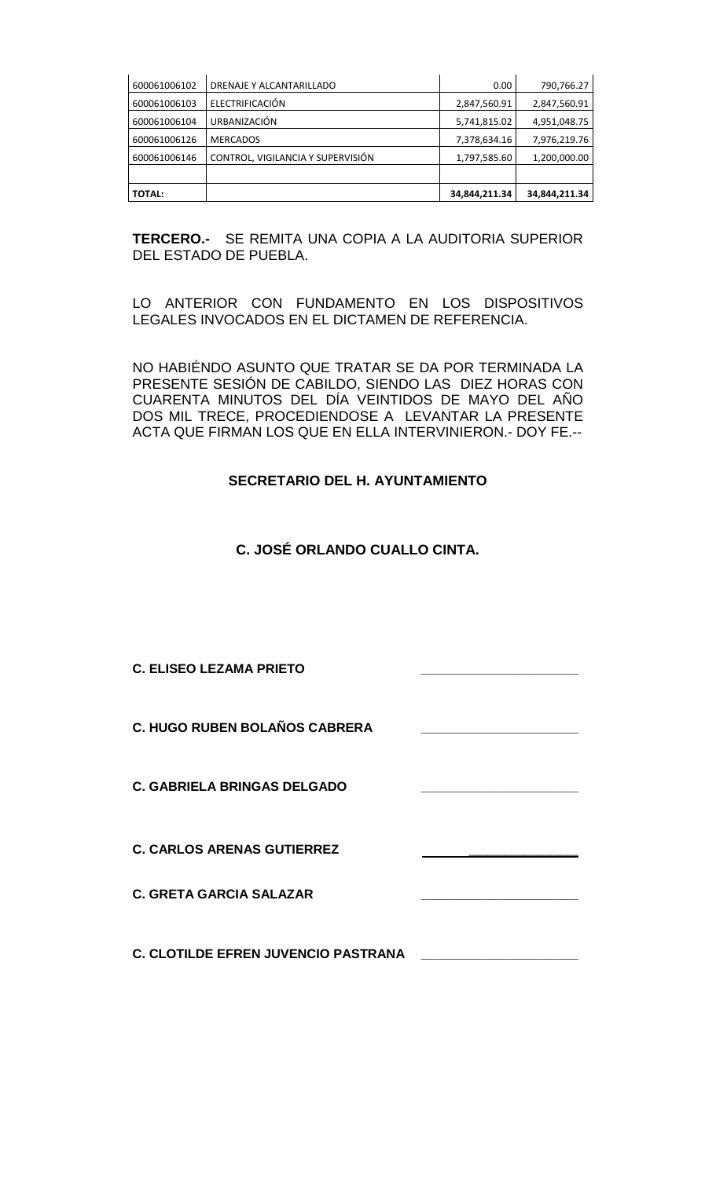| 600061006102 | DRENAJE Y ALCANTARILLADO | 0.00 | 790,766.27 |
|---|---|---|---|
| 600061006103 | ELECTRIFICACIÓN | 2,847,560.91 | 2,847,560.91 |
| 600061006104 | URBANIZACIÓN | 5,741,815.02 | 4,951,048.75 |
| 600061006126 | MERCADOS | 7,378,634.16 | 7,976,219.76 |
| 600061006146 | CONTROL, VIGILANCIA Y SUPERVISIÓN | 1,797,585.60 | 1,200,000.00 |
| | | | |
| **TOTAL:** | | **34,844,211.34** | **34,844,211.34** |

**TERCERO.-** SE REMITA UNA COPIA A LA AUDITORIA SUPERIOR DEL ESTADO DE PUEBLA.

LO ANTERIOR CON FUNDAMENTO EN LOS DISPOSITIVOS LEGALES INVOCADOS EN EL DICTAMEN DE REFERENCIA.

NO HABIÉNDO ASUNTO QUE TRATAR SE DA POR TERMINADA LA PRESENTE SESIÓN DE CABILDO, SIENDO LAS DIEZ HORAS CON CUARENTA MINUTOS DEL DÍA VEINTIDOS DE MAYO DEL AÑO DOS MIL TRECE, PROCEDIENDOSE A LEVANTAR LA PRESENTE ACTA QUE FIRMAN LOS QUE EN ELLA INTERVINIERON.- DOY FE.--

**SECRETARIO DEL H. AYUNTAMIENTO**

**C. JOSÉ ORLANDO CUALLO CINTA.**

**C. ELISEO LEZAMA PRIETO** ______________________

**C. HUGO RUBEN BOLAÑOS CABRERA** ______________________

**C. GABRIELA BRINGAS DELGADO** ______________________

**C. CARLOS ARENAS GUTIERREZ** ______________________

**C. GRETA GARCIA SALAZAR** ______________________

**C. CLOTILDE EFREN JUVENCIO PASTRANA** ______________________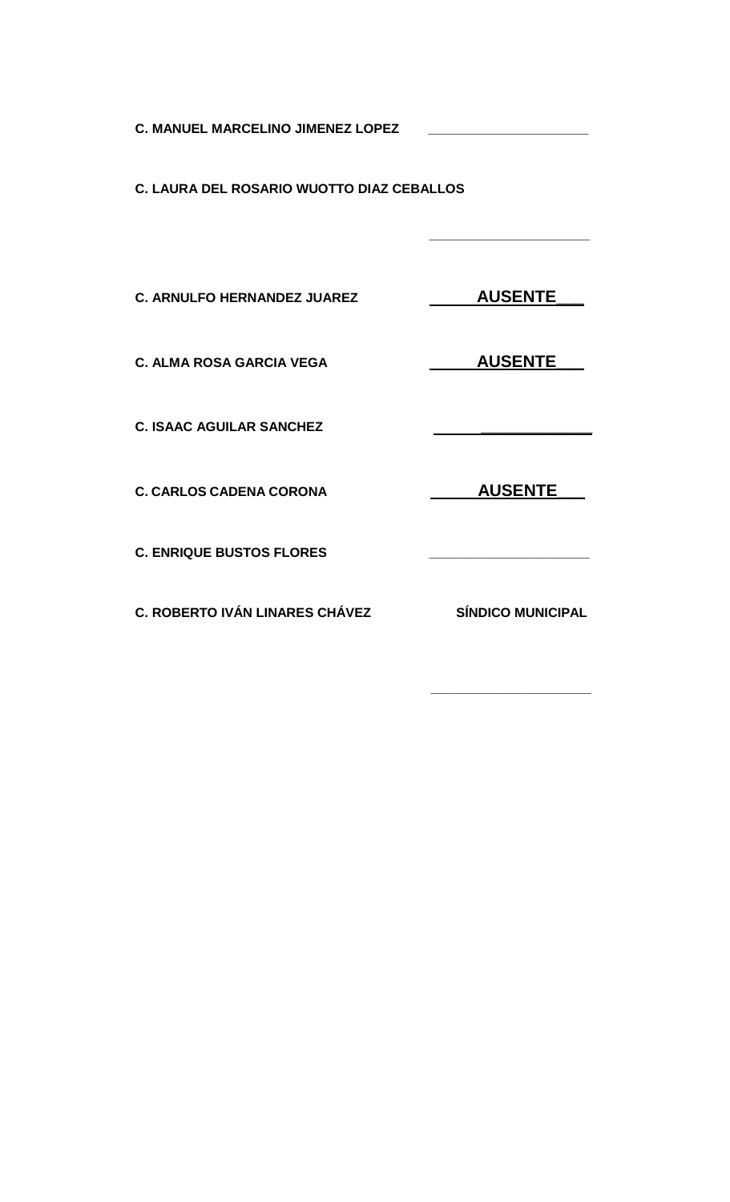**C. MANUEL MARCELINO JIMENEZ LOPEZ** ____________________

**C. LAURA DEL ROSARIO WUOTTO DIAZ CEBALLOS**

____________________

**C. ARNULFO HERNANDEZ JUAREZ** **AUSENTE**

**C. ALMA ROSA GARCIA VEGA** **AUSENTE**

**C. ISAAC AGUILAR SANCHEZ** ____________________

**C. CARLOS CADENA CORONA** **AUSENTE**

**C. ENRIQUE BUSTOS FLORES** ____________________

**C. ROBERTO IVÁN LINARES CHÁVEZ** **SÍNDICO MUNICIPAL**

____________________